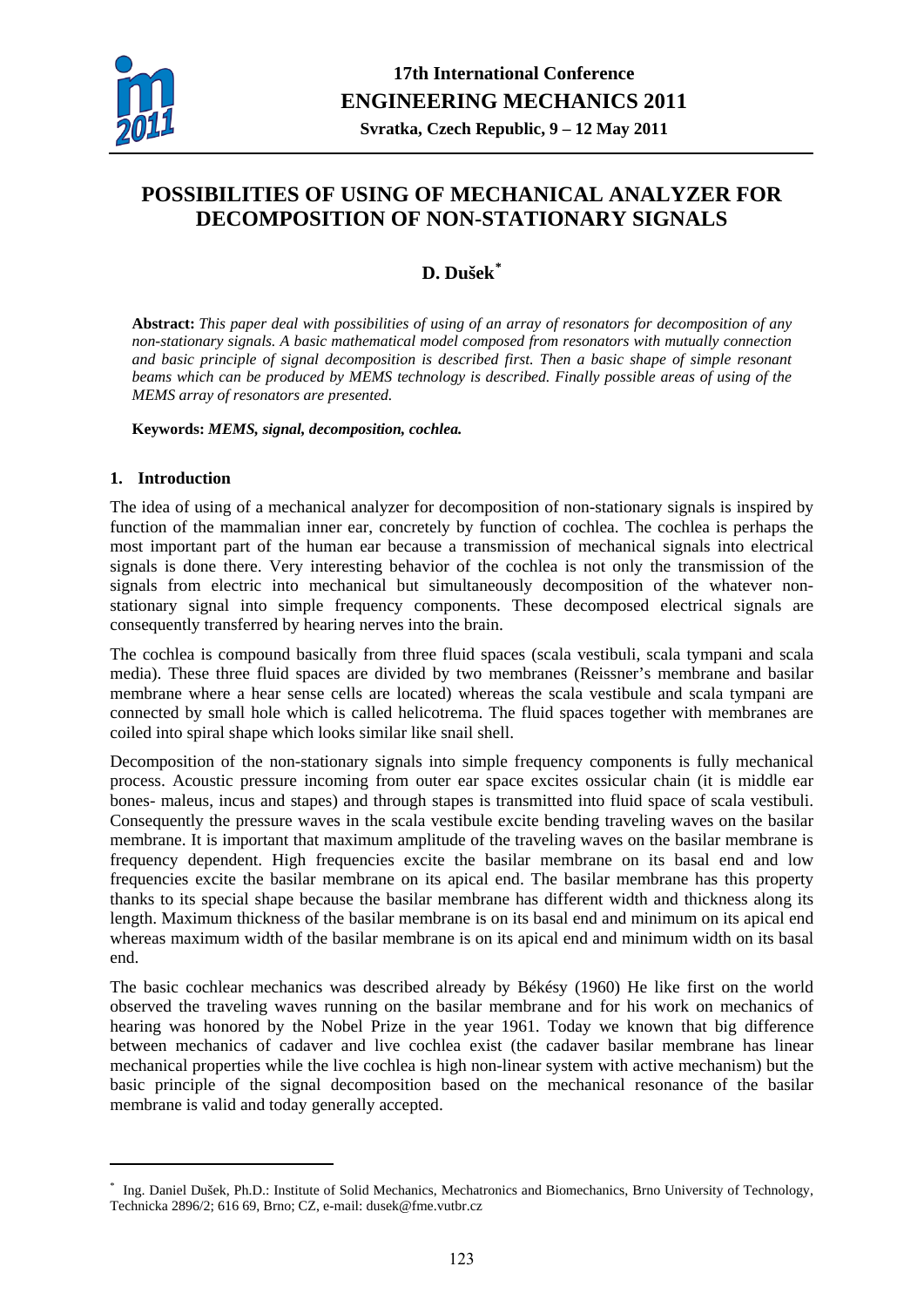# POSSIBILITIES OF USING OF MECHANICAL ANALYZER FOR DECOMPOSITION OF NON-STATIONARY SIGNALS

## D. Dušek[*]

**Abstract:** *This paper deal with possibilities of using of an array of resonators for decomposition of any non-stationary signals. A basic mathematical model composed from resonators with mutually connection and basic principle of signal decomposition is described first. Then a basic shape of simple resonant beams which can be produced by MEMS technology is described. Finally possible areas of using of the MEMS array of resonators are presented.*

**Keywords:** *MEMS, signal, decomposition, cochlea.*

### 1. Introduction

The idea of using of a mechanical analyzer for decomposition of non-stationary signals is inspired by function of the mammalian inner ear, concretely by function of cochlea. The cochlea is perhaps the most important part of the human ear because a transmission of mechanical signals into electrical signals is done there. Very interesting behavior of the cochlea is not only the transmission of the signals from electric into mechanical but simultaneously decomposition of the whatever non-stationary signal into simple frequency components. These decomposed electrical signals are consequently transferred by hearing nerves into the brain.

The cochlea is compound basically from three fluid spaces (scala vestibuli, scala tympani and scala media). These three fluid spaces are divided by two membranes (Reissner's membrane and basilar membrane where a hear sense cells are located) whereas the scala vestibule and scala tympani are connected by small hole which is called helicotrema. The fluid spaces together with membranes are coiled into spiral shape which looks similar like snail shell.

Decomposition of the non-stationary signals into simple frequency components is fully mechanical process. Acoustic pressure incoming from outer ear space excites ossicular chain (it is middle ear bones- maleus, incus and stapes) and through stapes is transmitted into fluid space of scala vestibuli. Consequently the pressure waves in the scala vestibule excite bending traveling waves on the basilar membrane. It is important that maximum amplitude of the traveling waves on the basilar membrane is frequency dependent. High frequencies excite the basilar membrane on its basal end and low frequencies excite the basilar membrane on its apical end. The basilar membrane has this property thanks to its special shape because the basilar membrane has different width and thickness along its length. Maximum thickness of the basilar membrane is on its basal end and minimum on its apical end whereas maximum width of the basilar membrane is on its apical end and minimum width on its basal end.

The basic cochlear mechanics was described already by Békésy (1960) He like first on the world observed the traveling waves running on the basilar membrane and for his work on mechanics of hearing was honored by the Nobel Prize in the year 1961. Today we known that big difference between mechanics of cadaver and live cochlea exist (the cadaver basilar membrane has linear mechanical properties while the live cochlea is high non-linear system with active mechanism) but the basic principle of the signal decomposition based on the mechanical resonance of the basilar membrane is valid and today generally accepted.

---

[*] Ing. Daniel Dušek, Ph.D.: Institute of Solid Mechanics, Mechatronics and Biomechanics, Brno University of Technology, Technicka 2896/2; 616 69, Brno; CZ, e-mail: dusek@fme.vutbr.cz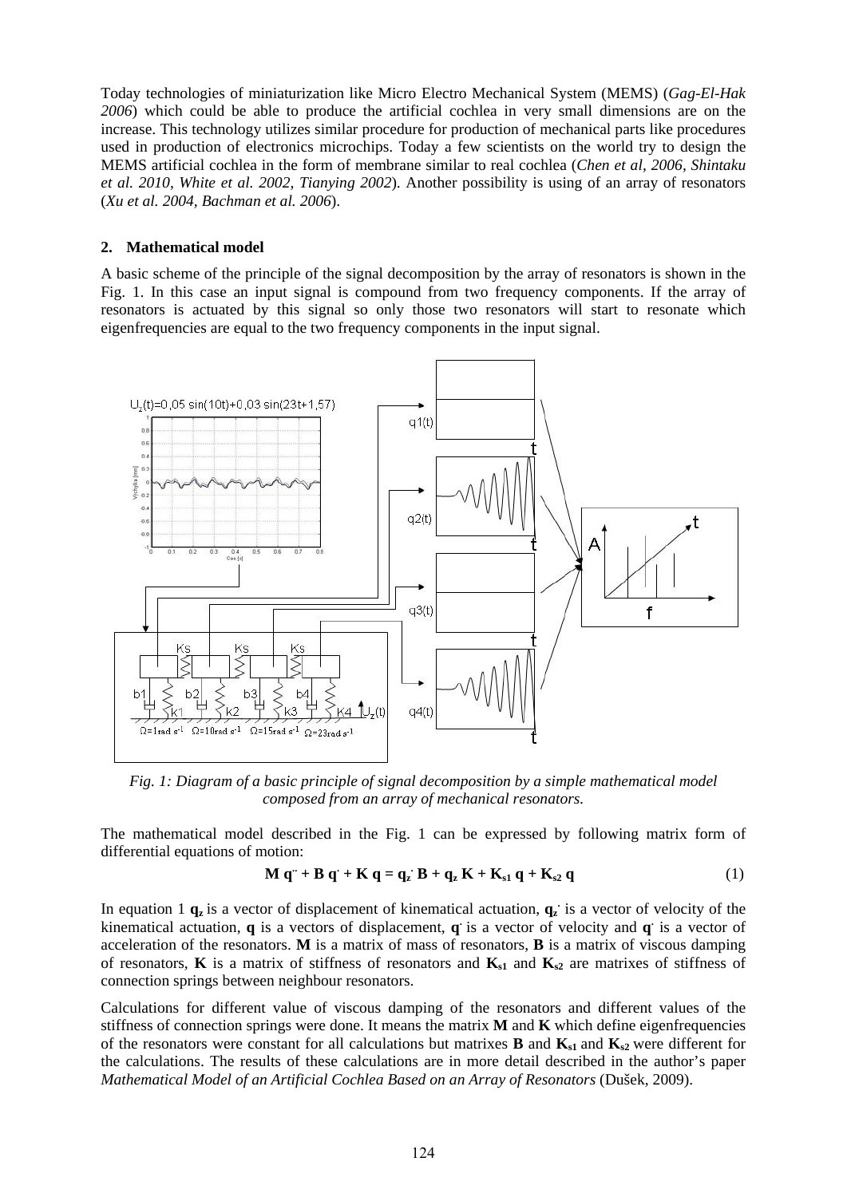Today technologies of miniaturization like Micro Electro Mechanical System (MEMS) (*Gag-El-Hak 2006*) which could be able to produce the artificial cochlea in very small dimensions are on the increase. This technology utilizes similar procedure for production of mechanical parts like procedures used in production of electronics microchips. Today a few scientists on the world try to design the MEMS artificial cochlea in the form of membrane similar to real cochlea (*Chen et al, 2006, Shintaku et al. 2010, White et al. 2002, Tianying 2002*). Another possibility is using of an array of resonators (*Xu et al. 2004, Bachman et al. 2006*).

## 2. Mathematical model

A basic scheme of the principle of the signal decomposition by the array of resonators is shown in the Fig. 1. In this case an input signal is compound from two frequency components. If the array of resonators is actuated by this signal so only those two resonators will start to resonate which eigenfrequencies are equal to the two frequency components in the input signal.

*Fig. 1: Diagram of a basic principle of signal decomposition by a simple mathematical model composed from an array of mechanical resonators.*

The mathematical model described in the Fig. 1 can be expressed by following matrix form of differential equations of motion:

$$\mathbf{M}\,\ddot{\mathbf{q}} + \mathbf{B}\,\dot{\mathbf{q}} + \mathbf{K}\,\mathbf{q} = \dot{\mathbf{q}}_{\mathbf{z}}\,\mathbf{B} + \mathbf{q}_{\mathbf{z}}\,\mathbf{K} + \mathbf{K}_{\mathbf{s1}}\,\mathbf{q} + \mathbf{K}_{\mathbf{s2}}\,\mathbf{q} \tag{1}$$

In equation 1 $\mathbf{q_z}$ is a vector of displacement of kinematical actuation, $\dot{\mathbf{q}}_{\mathbf{z}}$ is a vector of velocity of the kinematical actuation, $\mathbf{q}$ is a vectors of displacement, $\dot{\mathbf{q}}$ is a vector of velocity and $\ddot{\mathbf{q}}$ is a vector of acceleration of the resonators. **M** is a matrix of mass of resonators, **B** is a matrix of viscous damping of resonators, **K** is a matrix of stiffness of resonators and $\mathbf{K_{s1}}$ and $\mathbf{K_{s2}}$ are matrixes of stiffness of connection springs between neighbour resonators.

Calculations for different value of viscous damping of the resonators and different values of the stiffness of connection springs were done. It means the matrix **M** and **K** which define eigenfrequencies of the resonators were constant for all calculations but matrixes **B** and $\mathbf{K_{s1}}$ and $\mathbf{K_{s2}}$ were different for the calculations. The results of these calculations are in more detail described in the author's paper *Mathematical Model of an Artificial Cochlea Based on an Array of Resonators* (Dušek, 2009).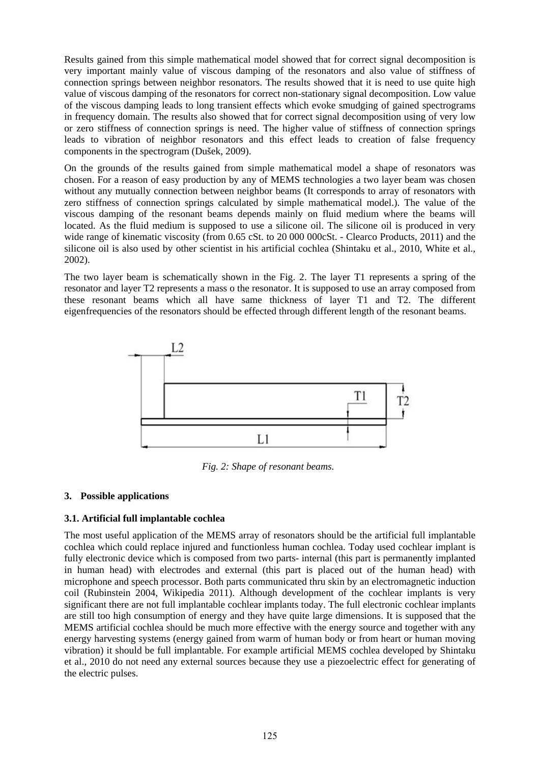Results gained from this simple mathematical model showed that for correct signal decomposition is very important mainly value of viscous damping of the resonators and also value of stiffness of connection springs between neighbor resonators. The results showed that it is need to use quite high value of viscous damping of the resonators for correct non-stationary signal decomposition. Low value of the viscous damping leads to long transient effects which evoke smudging of gained spectrograms in frequency domain. The results also showed that for correct signal decomposition using of very low or zero stiffness of connection springs is need. The higher value of stiffness of connection springs leads to vibration of neighbor resonators and this effect leads to creation of false frequency components in the spectrogram (Dušek, 2009).

On the grounds of the results gained from simple mathematical model a shape of resonators was chosen. For a reason of easy production by any of MEMS technologies a two layer beam was chosen without any mutually connection between neighbor beams (It corresponds to array of resonators with zero stiffness of connection springs calculated by simple mathematical model.). The value of the viscous damping of the resonant beams depends mainly on fluid medium where the beams will located. As the fluid medium is supposed to use a silicone oil. The silicone oil is produced in very wide range of kinematic viscosity (from 0.65 cSt. to 20 000 000cSt. - Clearco Products, 2011) and the silicone oil is also used by other scientist in his artificial cochlea (Shintaku et al., 2010, White et al., 2002).

The two layer beam is schematically shown in the Fig. 2. The layer T1 represents a spring of the resonator and layer T2 represents a mass o the resonator. It is supposed to use an array composed from these resonant beams which all have same thickness of layer T1 and T2. The different eigenfrequencies of the resonators should be effected through different length of the resonant beams.

*Fig. 2: Shape of resonant beams.*

### 3. Possible applications

#### 3.1. Artificial full implantable cochlea

The most useful application of the MEMS array of resonators should be the artificial full implantable cochlea which could replace injured and functionless human cochlea. Today used cochlear implant is fully electronic device which is composed from two parts- internal (this part is permanently implanted in human head) with electrodes and external (this part is placed out of the human head) with microphone and speech processor. Both parts communicated thru skin by an electromagnetic induction coil (Rubinstein 2004, Wikipedia 2011). Although development of the cochlear implants is very significant there are not full implantable cochlear implants today. The full electronic cochlear implants are still too high consumption of energy and they have quite large dimensions. It is supposed that the MEMS artificial cochlea should be much more effective with the energy source and together with any energy harvesting systems (energy gained from warm of human body or from heart or human moving vibration) it should be full implantable. For example artificial MEMS cochlea developed by Shintaku et al., 2010 do not need any external sources because they use a piezoelectric effect for generating of the electric pulses.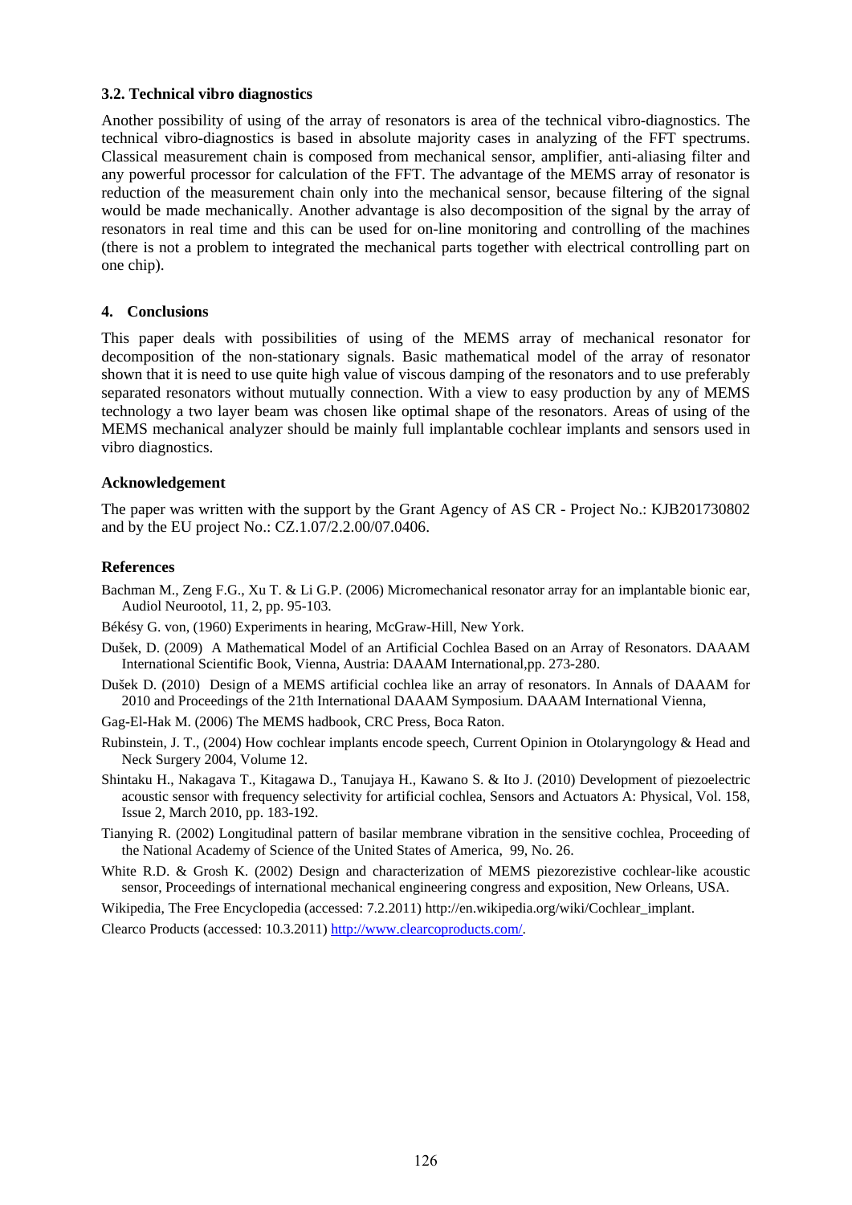### 3.2. Technical vibro diagnostics

Another possibility of using of the array of resonators is area of the technical vibro-diagnostics. The technical vibro-diagnostics is based in absolute majority cases in analyzing of the FFT spectrums. Classical measurement chain is composed from mechanical sensor, amplifier, anti-aliasing filter and any powerful processor for calculation of the FFT. The advantage of the MEMS array of resonator is reduction of the measurement chain only into the mechanical sensor, because filtering of the signal would be made mechanically. Another advantage is also decomposition of the signal by the array of resonators in real time and this can be used for on-line monitoring and controlling of the machines (there is not a problem to integrated the mechanical parts together with electrical controlling part on one chip).

## 4. Conclusions

This paper deals with possibilities of using of the MEMS array of mechanical resonator for decomposition of the non-stationary signals. Basic mathematical model of the array of resonator shown that it is need to use quite high value of viscous damping of the resonators and to use preferably separated resonators without mutually connection. With a view to easy production by any of MEMS technology a two layer beam was chosen like optimal shape of the resonators. Areas of using of the MEMS mechanical analyzer should be mainly full implantable cochlear implants and sensors used in vibro diagnostics.

### Acknowledgement

The paper was written with the support by the Grant Agency of AS CR - Project No.: KJB201730802 and by the EU project No.: CZ.1.07/2.2.00/07.0406.

### References

Bachman M., Zeng F.G., Xu T. & Li G.P. (2006) Micromechanical resonator array for an implantable bionic ear, Audiol Neurootol, 11, 2, pp. 95-103.

Békésy G. von, (1960) Experiments in hearing, McGraw-Hill, New York.

Dušek, D. (2009) A Mathematical Model of an Artificial Cochlea Based on an Array of Resonators. DAAAM International Scientific Book, Vienna, Austria: DAAAM International,pp. 273-280.

Dušek D. (2010) Design of a MEMS artificial cochlea like an array of resonators. In Annals of DAAAM for 2010 and Proceedings of the 21th International DAAAM Symposium. DAAAM International Vienna,

Gag-El-Hak M. (2006) The MEMS hadbook, CRC Press, Boca Raton.

Rubinstein, J. T., (2004) How cochlear implants encode speech, Current Opinion in Otolaryngology & Head and Neck Surgery 2004, Volume 12.

Shintaku H., Nakagava T., Kitagawa D., Tanujaya H., Kawano S. & Ito J. (2010) Development of piezoelectric acoustic sensor with frequency selectivity for artificial cochlea, Sensors and Actuators A: Physical, Vol. 158, Issue 2, March 2010, pp. 183-192.

Tianying R. (2002) Longitudinal pattern of basilar membrane vibration in the sensitive cochlea, Proceeding of the National Academy of Science of the United States of America, 99, No. 26.

White R.D. & Grosh K. (2002) Design and characterization of MEMS piezorezistive cochlear-like acoustic sensor, Proceedings of international mechanical engineering congress and exposition, New Orleans, USA.

Wikipedia, The Free Encyclopedia (accessed: 7.2.2011) http://en.wikipedia.org/wiki/Cochlear_implant.

Clearco Products (accessed: 10.3.2011) http://www.clearcoproducts.com/.